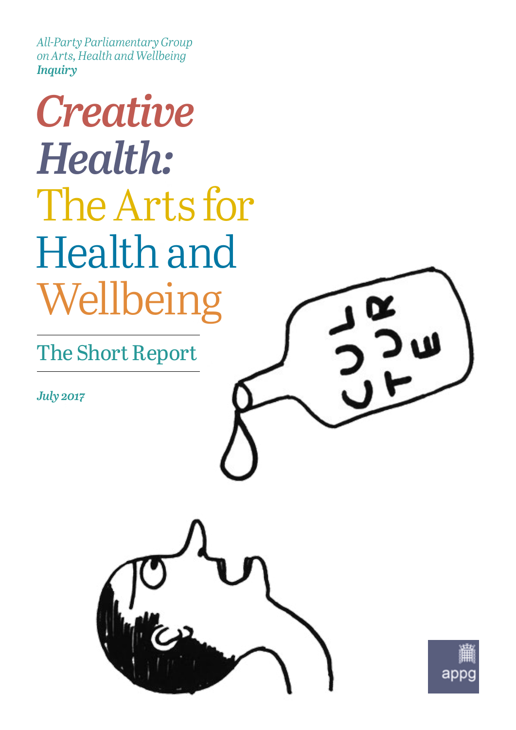*All-Party Parliamentary Group on Arts, Health and Wellbeing*
***Inquiry***

# *Creative Health:* The Arts for Health and Wellbeing

## The Short Report

***July 2017***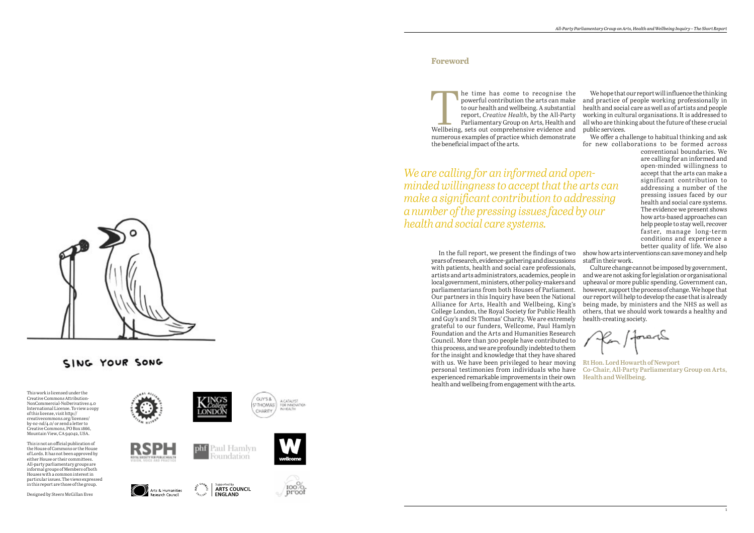**Foreword**

The time has come to recognise the powerful contribution the arts can make to our health and wellbeing. A substantial report, *Creative Health*, by the All-Party Parliamentary Group on Arts, Health and Wellbeing, sets out comprehensive evidence and numerous examples of practice which demonstrate the beneficial impact of the arts.

*We are calling for an informed and open-minded willingness to accept that the arts can make a significant contribution to addressing a number of the pressing issues faced by our health and social care systems.*

In the full report, we present the findings of two years of research, evidence-gathering and discussions with patients, health and social care professionals, artists and arts administrators, academics, people in local government, ministers, other policy-makers and parliamentarians from both Houses of Parliament. Our partners in this Inquiry have been the National Alliance for Arts, Health and Wellbeing, King's College London, the Royal Society for Public Health and Guy's and St Thomas' Charity. We are extremely grateful to our funders, Wellcome, Paul Hamlyn Foundation and the Arts and Humanities Research Council. More than 300 people have contributed to this process, and we are profoundly indebted to them for the insight and knowledge that they have shared with us. We have been privileged to hear moving personal testimonies from individuals who have experienced remarkable improvements in their own health and wellbeing from engagement with the arts.

We hope that our report will influence the thinking and practice of people working professionally in health and social care as well as of artists and people working in cultural organisations. It is addressed to all who are thinking about the future of these crucial public services.

We offer a challenge to habitual thinking and ask for new collaborations to be formed across conventional boundaries. We are calling for an informed and open-minded willingness to accept that the arts can make a significant contribution to addressing a number of the pressing issues faced by our health and social care systems. The evidence we present shows how arts-based approaches can help people to stay well, recover faster, manage long-term conditions and experience a better quality of life. We also show how arts interventions can save money and help staff in their work.

Culture change cannot be imposed by government, and we are not asking for legislation or organisational upheaval or more public spending. Government can, however, support the process of change. We hope that our report will help to develop the case that is already being made, by ministers and the NHS as well as others, that we should work towards a healthy and health-creating society.

**Rt Hon. Lord Howarth of Newport**
**Co-Chair, All-Party Parliamentary Group on Arts, Health and Wellbeing.**

SING YOUR SONG

This work is licensed under the Creative Commons Attribution-NonCommercial-NoDerivatives 4.0 International License. To view a copy of this license, visit http://creativecommons.org/licenses/by-nc-nd/4.0/ or send a letter to Creative Commons, PO Box 1866, Mountain View, CA 94042, USA.

This is not an official publication of the House of Commons or the House of Lords. It has not been approved by either House or their committees. All-party parliamentary groups are informal groups of Members of both Houses with a common interest in particular issues. The views expressed in this report are those of the group.

Designed by Steers McGillan Eves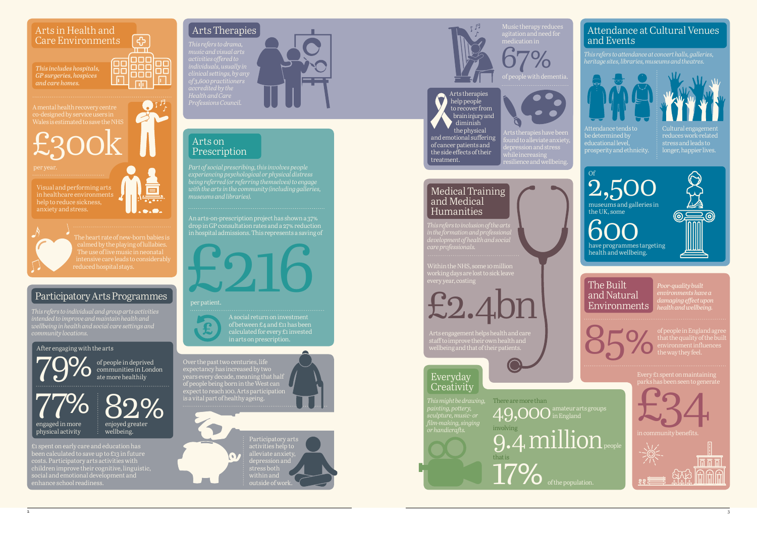## Arts in Health and Care Environments

*This includes hospitals, GP surgeries, hospices and care homes.*

A mental health recovery centre co-designed by service users in Wales is estimated to save the NHS

**£300k**

per year.

Visual and performing arts in healthcare environments help to reduce sickness, anxiety and stress.

The heart rate of new-born babies is calmed by the playing of lullabies. The use of live music in neonatal intensive care leads to considerably reduced hospital stays.

## Participatory Arts Programmes

*This refers to individual and group arts activities intended to improve and maintain health and wellbeing in health and social care settings and community locations.*

After engaging with the arts

**79%** of people in deprived communities in London ate more healthily

**77%** engaged in more physical activity

**82%** enjoyed greater wellbeing.

£1 spent on early care and education has been calculated to save up to £13 in future costs. Participatory arts activities with children improve their cognitive, linguistic, social and emotional development and enhance school readiness.

## Arts Therapies

*This refers to drama, music and visual arts activities offered to individuals, usually in clinical settings, by any of 3,600 practitioners accredited by the Health and Care Professions Council.*

Music therapy reduces agitation and need for medication in

**67%**

of people with dementia.

Arts therapies help people to recover from brain injury and diminish the physical and emotional suffering of cancer patients and the side effects of their treatment.

Arts therapies have been found to alleviate anxiety, depression and stress while increasing resilience and wellbeing.

## Arts on Prescription

*Part of social prescribing, this involves people experiencing psychological or physical distress being referred (or referring themselves) to engage with the arts in the community (including galleries, museums and libraries).*

An arts-on-prescription project has shown a 37% drop in GP consultation rates and a 27% reduction in hospital admissions. This represents a saving of

**£216**

per patient.

A social return on investment of between £4 and £11 has been calculated for every £1 invested in arts on prescription.

Over the past two centuries, life expectancy has increased by two years every decade, meaning that half of people being born in the West can expect to reach 100. Arts participation is a vital part of healthy ageing.

Participatory arts activities help to alleviate anxiety, depression and stress both within and outside of work.

## Medical Training and Medical Humanities

*This refers to inclusion of the arts in the formation and professional development of health and social care professionals.*

Within the NHS, some 10 million working days are lost to sick leave every year, costing

**£2.4bn**

Arts engagement helps health and care staff to improve their own health and wellbeing and that of their patients.

## Everyday Creativity

*This might be drawing, painting, pottery, sculpture, music- or film-making, singing or handicrafts.*

There are more than

**49,000** amateur arts groups in England

involving

**9.4 million** people

that is

**17%** of the population.

## Attendance at Cultural Venues and Events

*This refers to attendance at concert halls, galleries, heritage sites, libraries, museums and theatres.*

Attendance tends to be determined by educational level, prosperity and ethnicity.

Cultural engagement reduces work-related stress and leads to longer, happier lives.

Of

**2,500**

museums and galleries in the UK, some

**600**

have programmes targeting health and wellbeing.

## The Built and Natural Environments

*Poor-quality built environments have a damaging effect upon health and wellbeing.*

**85%** of people in England agree that the quality of the built environment influences the way they feel.

Every £1 spent on maintaining parks has been seen to generate

**£34**

in community benefits.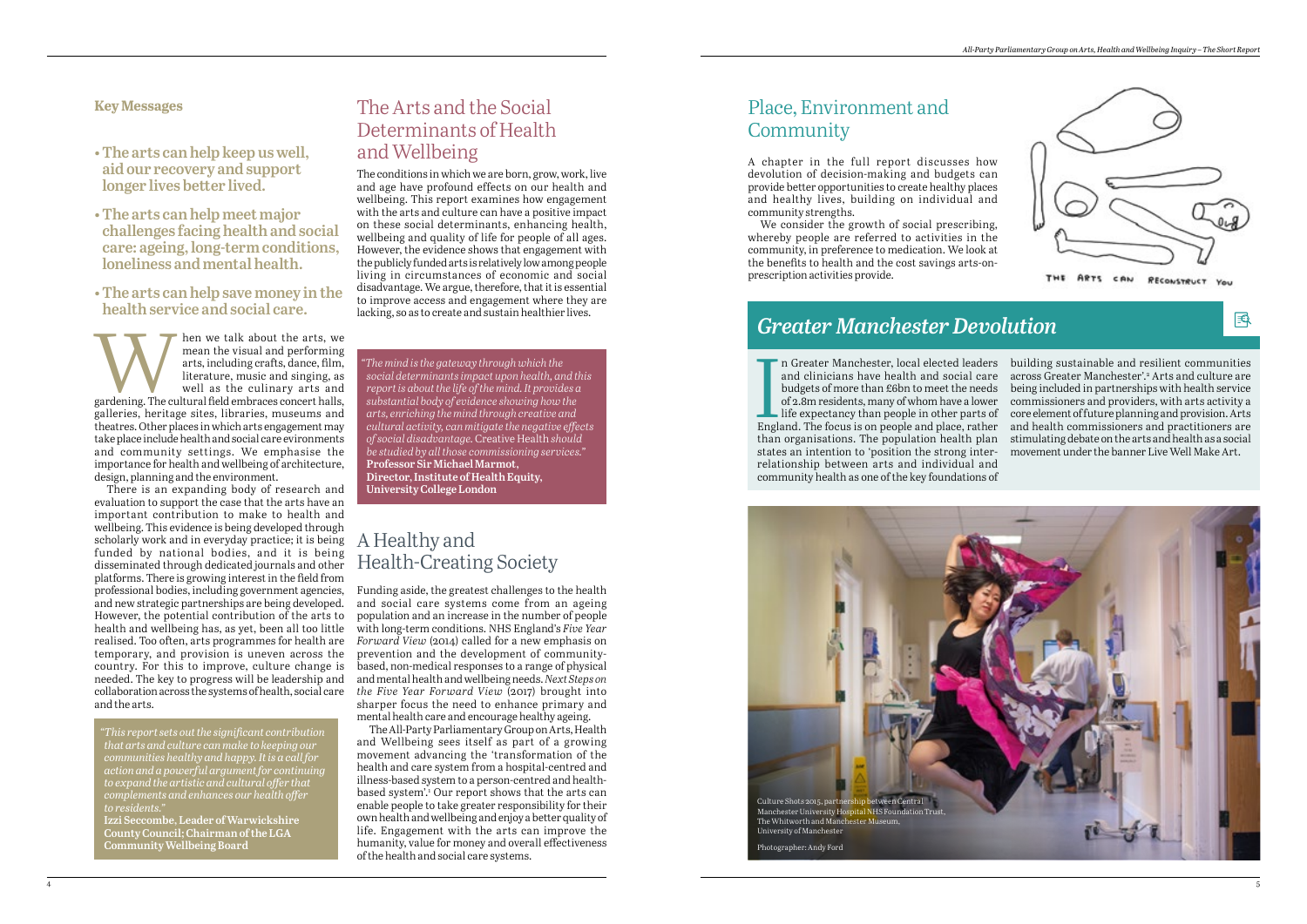**Key Messages**

- **The arts can help keep us well, aid our recovery and support longer lives better lived.**
- **The arts can help meet major challenges facing health and social care: ageing, long-term conditions, loneliness and mental health.**
- **The arts can help save money in the health service and social care.**

When we talk about the arts, we mean the visual and performing arts, including crafts, dance, film, literature, music and singing, as well as the culinary arts and gardening. The cultural field embraces concert halls, galleries, heritage sites, libraries, museums and theatres. Other places in which arts engagement may take place include health and social care environments and community settings. We emphasise the importance for health and wellbeing of architecture, design, planning and the environment.

There is an expanding body of research and evaluation to support the case that the arts have an important contribution to make to health and wellbeing. This evidence is being developed through scholarly work and in everyday practice; it is being funded by national bodies, and it is being disseminated through dedicated journals and other platforms. There is growing interest in the field from professional bodies, including government agencies, and new strategic partnerships are being developed. However, the potential contribution of the arts to health and wellbeing has, as yet, been all too little realised. Too often, arts programmes for health are temporary, and provision is uneven across the country. For this to improve, culture change is needed. The key to progress will be leadership and collaboration across the systems of health, social care and the arts.

> *"This report sets out the significant contribution that arts and culture can make to keeping our communities healthy and happy. It is a call for action and a powerful argument for continuing to expand the artistic and cultural offer that complements and enhances our health offer to residents."*
> **Izzi Seccombe, Leader of Warwickshire County Council; Chairman of the LGA Community Wellbeing Board**

## The Arts and the Social Determinants of Health and Wellbeing

The conditions in which we are born, grow, work, live and age have profound effects on our health and wellbeing. This report examines how engagement with the arts and culture can have a positive impact on these social determinants, enhancing health, wellbeing and quality of life for people of all ages. However, the evidence shows that engagement with the publicly funded arts is relatively low among people living in circumstances of economic and social disadvantage. We argue, therefore, that it is essential to improve access and engagement where they are lacking, so as to create and sustain healthier lives.

> *"The mind is the gateway through which the social determinants impact upon health, and this report is about the life of the mind. It provides a substantial body of evidence showing how the arts, enriching the mind through creative and cultural activity, can mitigate the negative effects of social disadvantage.* Creative Health *should be studied by all those commissioning services."*
> **Professor Sir Michael Marmot, Director, Institute of Health Equity, University College London**

## A Healthy and Health-Creating Society

Funding aside, the greatest challenges to the health and social care systems come from an ageing population and an increase in the number of people with long-term conditions. NHS England's *Five Year Forward View* (2014) called for a new emphasis on prevention and the development of community-based, non-medical responses to a range of physical and mental health and wellbeing needs. *Next Steps on the Five Year Forward View* (2017) brought into sharper focus the need to enhance primary and mental health care and encourage healthy ageing.

The All-Party Parliamentary Group on Arts, Health and Wellbeing sees itself as part of a growing movement advancing the 'transformation of the health and care system from a hospital-centred and illness-based system to a person-centred and health-based system'.[1] Our report shows that the arts can enable people to take greater responsibility for their own health and wellbeing and enjoy a better quality of life. Engagement with the arts can improve the humanity, value for money and overall effectiveness of the health and social care systems.

## Place, Environment and Community

A chapter in the full report discusses how devolution of decision-making and budgets can provide better opportunities to create healthy places and healthy lives, building on individual and community strengths.

We consider the growth of social prescribing, whereby people are referred to activities in the community, in preference to medication. We look at the benefits to health and the cost savings arts-on-prescription activities provide.

THE ARTS CAN RECONSTRUCT YOU

## *Greater Manchester Devolution*

In Greater Manchester, local elected leaders and clinicians have health and social care budgets of more than £6bn to meet the needs of 2.8m residents, many of whom have a lower life expectancy than people in other parts of England. The focus is on people and place, rather than organisations. The population health plan states an intention to 'position the strong inter-relationship between arts and individual and community health as one of the key foundations of building sustainable and resilient communities across Greater Manchester'.[2] Arts and culture are being included in partnerships with health service commissioners and providers, with arts activity a core element of future planning and provision. Arts and health commissioners and practitioners are stimulating debate on the arts and health as a social movement under the banner Live Well Make Art.

Culture Shots 2015, partnership between Central Manchester University Hospital NHS Foundation Trust, The Whitworth and Manchester Museum, University of Manchester

Photographer: Andy Ford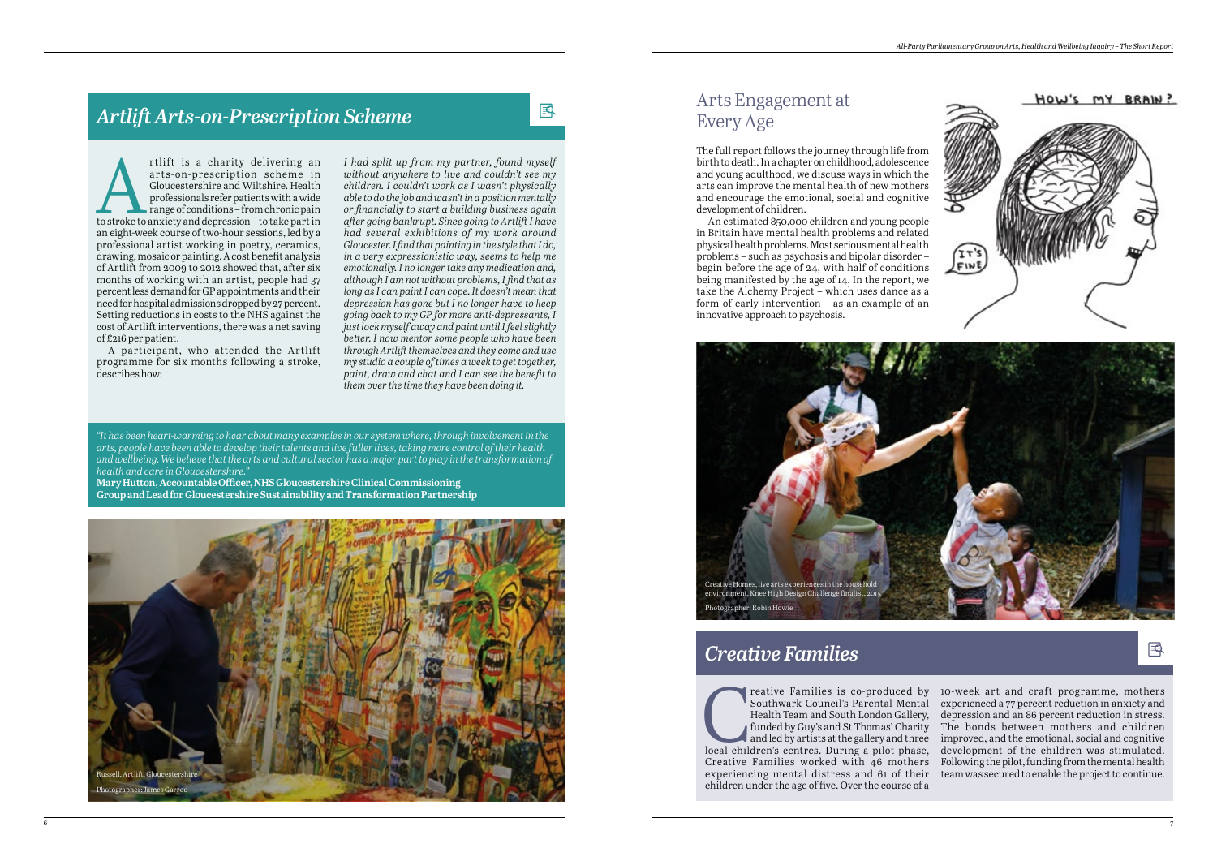## *Artlift Arts-on-Prescription Scheme*

Artlift is a charity delivering an arts-on-prescription scheme in Gloucestershire and Wiltshire. Health professionals refer patients with a wide range of conditions – from chronic pain to stroke to anxiety and depression – to take part in an eight-week course of two-hour sessions, led by a professional artist working in poetry, ceramics, drawing, mosaic or painting. A cost benefit analysis of Artlift from 2009 to 2012 showed that, after six months of working with an artist, people had 37 percent less demand for GP appointments and their need for hospital admissions dropped by 27 percent. Setting reductions in costs to the NHS against the cost of Artlift interventions, there was a net saving of £216 per patient.

A participant, who attended the Artlift programme for six months following a stroke, describes how:

*I had split up from my partner, found myself without anywhere to live and couldn't see my children. I couldn't work as I wasn't physically able to do the job and wasn't in a position mentally or financially to start a building business again after going bankrupt. Since going to Artlift I have had several exhibitions of my work around Gloucester. I find that painting in the style that I do, in a very expressionistic way, seems to help me emotionally. I no longer take any medication and, although I am not without problems, I find that as long as I can paint I can cope. It doesn't mean that depression has gone but I no longer have to keep going back to my GP for more anti-depressants, I just lock myself away and paint until I feel slightly better. I now mentor some people who have been through Artlift themselves and they come and use my studio a couple of times a week to get together, paint, draw and chat and I can see the benefit to them over the time they have been doing it.*

*"It has been heart-warming to hear about many examples in our system where, through involvement in the arts, people have been able to develop their talents and live fuller lives, taking more control of their health and wellbeing. We believe that the arts and cultural sector has a major part to play in the transformation of health and care in Gloucestershire."*

**Mary Hutton, Accountable Officer, NHS Gloucestershire Clinical Commissioning Group and Lead for Gloucestershire Sustainability and Transformation Partnership**

Russell, Artlift, Gloucestershire

Photographer: James Garrod

## Arts Engagement at Every Age

The full report follows the journey through life from birth to death. In a chapter on childhood, adolescence and young adulthood, we discuss ways in which the arts can improve the mental health of new mothers and encourage the emotional, social and cognitive development of children.

An estimated 850,000 children and young people in Britain have mental health problems and related physical health problems. Most serious mental health problems – such as psychosis and bipolar disorder – begin before the age of 24, with half of conditions being manifested by the age of 14. In the report, we take the Alchemy Project – which uses dance as a form of early intervention – as an example of an innovative approach to psychosis.

Creative Homes, live arts experiences in the household environment, Knee High Design Challenge finalist, 2015

Photographer: Robin Howie

## *Creative Families*

Creative Families is co-produced by Southwark Council's Parental Mental Health Team and South London Gallery, funded by Guy's and St Thomas' Charity and led by artists at the gallery and three local children's centres. During a pilot phase, Creative Families worked with 46 mothers experiencing mental distress and 61 of their children under the age of five. Over the course of a 10-week art and craft programme, mothers experienced a 77 percent reduction in anxiety and depression and an 86 percent reduction in stress. The bonds between mothers and children improved, and the emotional, social and cognitive development of the children was stimulated. Following the pilot, funding from the mental health team was secured to enable the project to continue.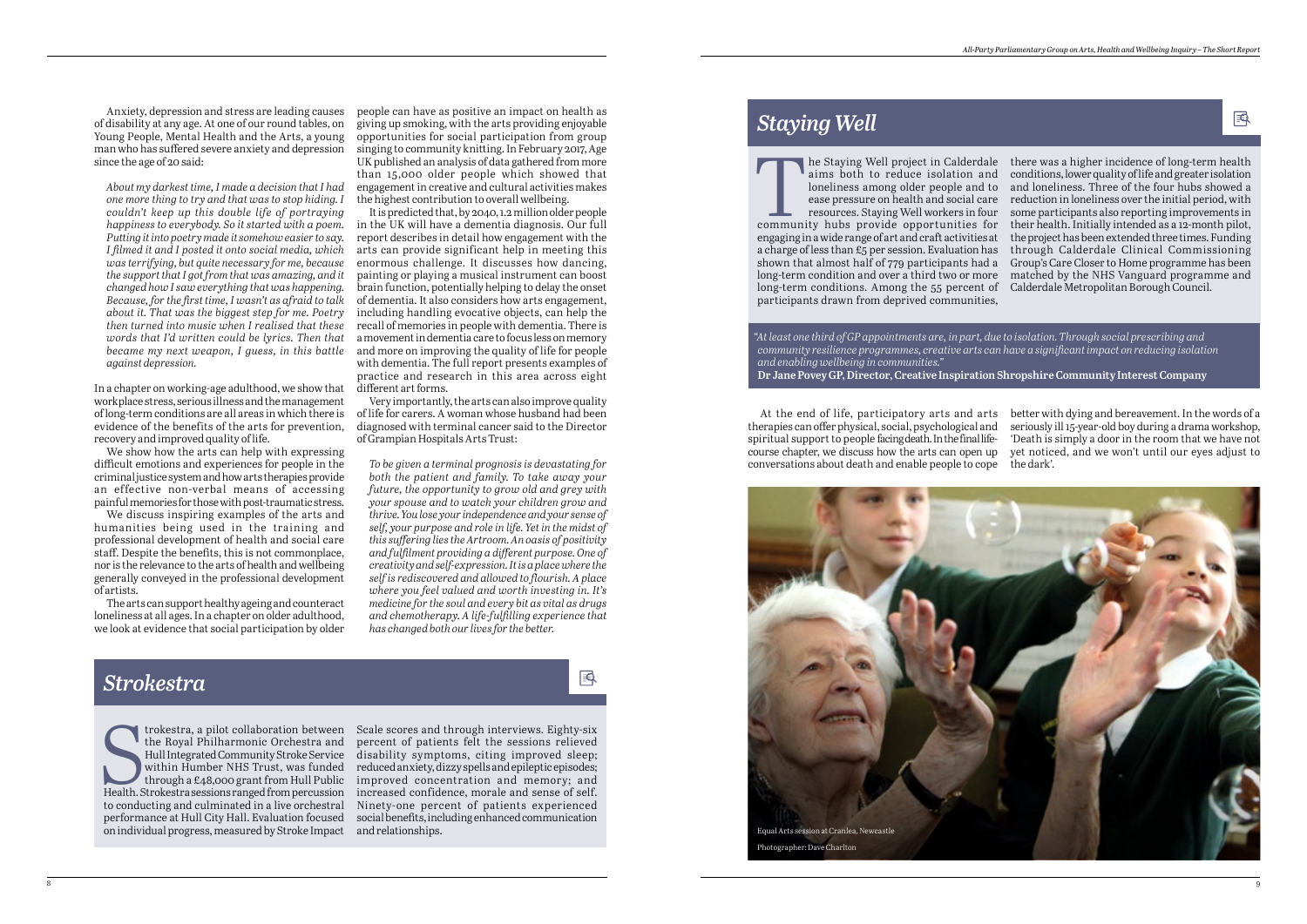Anxiety, depression and stress are leading causes of disability at any age. At one of our round tables, on Young People, Mental Health and the Arts, a young man who has suffered severe anxiety and depression since the age of 20 said:

> *About my darkest time, I made a decision that I had one more thing to try and that was to stop hiding. I couldn't keep up this double life of portraying happiness to everybody. So it started with a poem. Putting it into poetry made it somehow easier to say. I filmed it and I posted it onto social media, which was terrifying, but quite necessary for me, because the support that I got from that was amazing, and it changed how I saw everything that was happening. Because, for the first time, I wasn't as afraid to talk about it. That was the biggest step for me. Poetry then turned into music when I realised that these words that I'd written could be lyrics. Then that became my next weapon, I guess, in this battle against depression.*

In a chapter on working-age adulthood, we show that workplace stress, serious illness and the management of long-term conditions are all areas in which there is evidence of the benefits of the arts for prevention, recovery and improved quality of life.

We show how the arts can help with expressing difficult emotions and experiences for people in the criminal justice system and how arts therapies provide an effective non-verbal means of accessing painful memories for those with post-traumatic stress.

We discuss inspiring examples of the arts and humanities being used in the training and professional development of health and social care staff. Despite the benefits, this is not commonplace, nor is the relevance to the arts of health and wellbeing generally conveyed in the professional development of artists.

The arts can support healthy ageing and counteract loneliness at all ages. In a chapter on older adulthood, we look at evidence that social participation by older people can have as positive an impact on health as giving up smoking, with the arts providing enjoyable opportunities for social participation from group singing to community knitting. In February 2017, Age UK published an analysis of data gathered from more than 15,000 older people which showed that engagement in creative and cultural activities makes the highest contribution to overall wellbeing.

It is predicted that, by 2040, 1.2 million older people in the UK will have a dementia diagnosis. Our full report describes in detail how engagement with the arts can provide significant help in meeting this enormous challenge. It discusses how dancing, painting or playing a musical instrument can boost brain function, potentially helping to delay the onset of dementia. It also considers how arts engagement, including handling evocative objects, can help the recall of memories in people with dementia. There is a movement in dementia care to focus less on memory and more on improving the quality of life for people with dementia. The full report presents examples of practice and research in this area across eight different art forms.

Very importantly, the arts can also improve quality of life for carers. A woman whose husband had been diagnosed with terminal cancer said to the Director of Grampian Hospitals Arts Trust:

> *To be given a terminal prognosis is devastating for both the patient and family. To take away your future, the opportunity to grow old and grey with your spouse and to watch your children grow and thrive. You lose your independence and your sense of self, your purpose and role in life. Yet in the midst of this suffering lies the Artroom. An oasis of positivity and fulfilment providing a different purpose. One of creativity and self-expression. It is a place where the self is rediscovered and allowed to flourish. A place where you feel valued and worth investing in. It's medicine for the soul and every bit as vital as drugs and chemotherapy. A life-fulfilling experience that has changed both our lives for the better.*

## *Strokestra*

Strokestra, a pilot collaboration between the Royal Philharmonic Orchestra and Hull Integrated Community Stroke Service within Humber NHS Trust, was funded through a £48,000 grant from Hull Public Health. Strokestra sessions ranged from percussion to conducting and culminated in a live orchestral performance at Hull City Hall. Evaluation focused on individual progress, measured by Stroke Impact Scale scores and through interviews. Eighty-six percent of patients felt the sessions relieved disability symptoms, citing improved sleep; reduced anxiety, dizzy spells and epileptic episodes; improved concentration and memory; and increased confidence, morale and sense of self. Ninety-one percent of patients experienced social benefits, including enhanced communication and relationships.

## *Staying Well*

The Staying Well project in Calderdale aims both to reduce isolation and loneliness among older people and to ease pressure on health and social care resources. Staying Well workers in four community hubs provide opportunities for engaging in a wide range of art and craft activities at a charge of less than £5 per session. Evaluation has shown that almost half of 779 participants had a long-term condition and over a third two or more long-term conditions. Among the 55 percent of participants drawn from deprived communities, there was a higher incidence of long-term health conditions, lower quality of life and greater isolation and loneliness. Three of the four hubs showed a reduction in loneliness over the initial period, with some participants also reporting improvements in their health. Initially intended as a 12-month pilot, the project has been extended three times. Funding through Calderdale Clinical Commissioning Group's Care Closer to Home programme has been matched by the NHS Vanguard programme and Calderdale Metropolitan Borough Council.

> *"At least one third of GP appointments are, in part, due to isolation. Through social prescribing and community resilience programmes, creative arts can have a significant impact on reducing isolation and enabling wellbeing in communities."*
>
> **Dr Jane Povey GP, Director, Creative Inspiration Shropshire Community Interest Company**

At the end of life, participatory arts and arts therapies can offer physical, social, psychological and spiritual support to people facing death. In the final life-course chapter, we discuss how the arts can open up conversations about death and enable people to cope better with dying and bereavement. In the words of a seriously ill 15-year-old boy during a drama workshop, 'Death is simply a door in the room that we have not yet noticed, and we won't until our eyes adjust to the dark'.

Equal Arts session at Cranlea, Newcastle

Photographer: Dave Charlton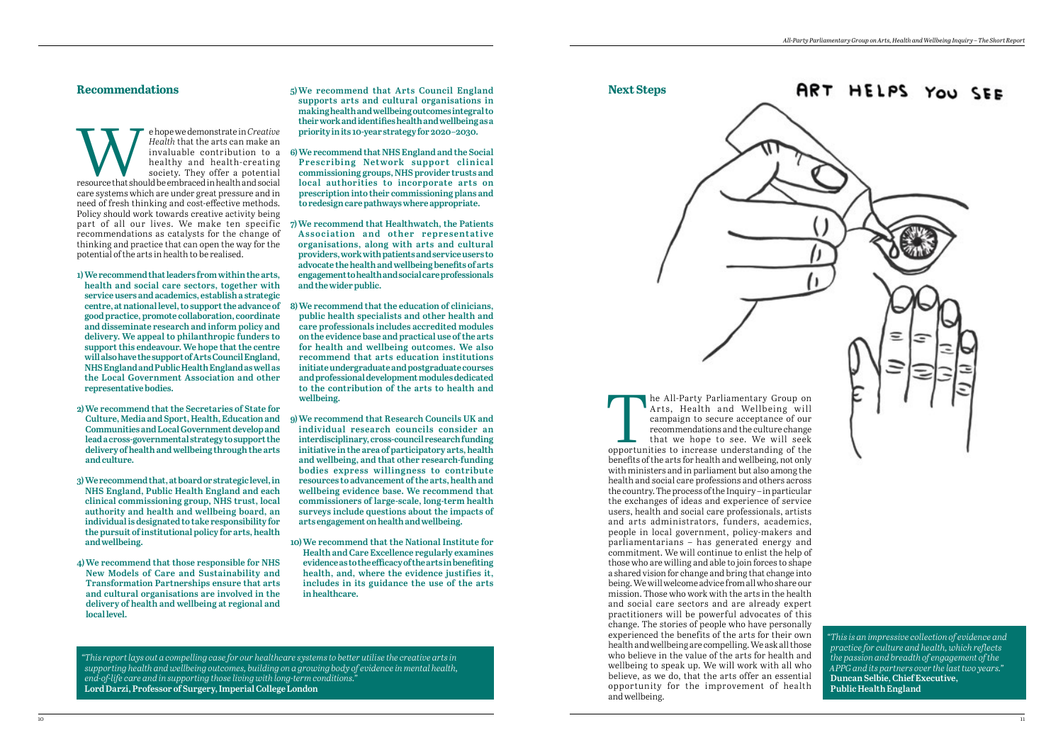## Recommendations

We hope we demonstrate in *Creative Health* that the arts can make an invaluable contribution to a healthy and health-creating society. They offer a potential resource that should be embraced in health and social care systems which are under great pressure and in need of fresh thinking and cost-effective methods. Policy should work towards creative activity being part of all our lives. We make ten specific recommendations as catalysts for the change of thinking and practice that can open the way for the potential of the arts in health to be realised.

**1) We recommend that leaders from within the arts, health and social care sectors, together with service users and academics, establish a strategic centre, at national level, to support the advance of good practice, promote collaboration, coordinate and disseminate research and inform policy and delivery. We appeal to philanthropic funders to support this endeavour. We hope that the centre will also have the support of Arts Council England, NHS England and Public Health England as well as the Local Government Association and other representative bodies.**

**2) We recommend that the Secretaries of State for Culture, Media and Sport, Health, Education and Communities and Local Government develop and lead a cross-governmental strategy to support the delivery of health and wellbeing through the arts and culture.**

**3) We recommend that, at board or strategic level, in NHS England, Public Health England and each clinical commissioning group, NHS trust, local authority and health and wellbeing board, an individual is designated to take responsibility for the pursuit of institutional policy for arts, health and wellbeing.**

**4) We recommend that those responsible for NHS New Models of Care and Sustainability and Transformation Partnerships ensure that arts and cultural organisations are involved in the delivery of health and wellbeing at regional and local level.**

**5) We recommend that Arts Council England supports arts and cultural organisations in making health and wellbeing outcomes integral to their work and identifies health and wellbeing as a priority in its 10-year strategy for 2020–2030.**

**6) We recommend that NHS England and the Social Prescribing Network support clinical commissioning groups, NHS provider trusts and local authorities to incorporate arts on prescription into their commissioning plans and to redesign care pathways where appropriate.**

**7) We recommend that Healthwatch, the Patients Association and other representative organisations, along with arts and cultural providers, work with patients and service users to advocate the health and wellbeing benefits of arts engagement to health and social care professionals and the wider public.**

**8) We recommend that the education of clinicians, public health specialists and other health and care professionals includes accredited modules on the evidence base and practical use of the arts for health and wellbeing outcomes. We also recommend that arts education institutions initiate undergraduate and postgraduate courses and professional development modules dedicated to the contribution of the arts to health and wellbeing.**

**9) We recommend that Research Councils UK and individual research councils consider an interdisciplinary, cross-council research funding initiative in the area of participatory arts, health and wellbeing, and that other research-funding bodies express willingness to contribute resources to advancement of the arts, health and wellbeing evidence base. We recommend that commissioners of large-scale, long-term health surveys include questions about the impacts of arts engagement on health and wellbeing.**

**10) We recommend that the National Institute for Health and Care Excellence regularly examines evidence as to the efficacy of the arts in benefiting health, and, where the evidence justifies it, includes in its guidance the use of the arts in healthcare.**

*"This report lays out a compelling case for our healthcare systems to better utilise the creative arts in supporting health and wellbeing outcomes, building on a growing body of evidence in mental health, end-of-life care and in supporting those living with long-term conditions."*
**Lord Darzi, Professor of Surgery, Imperial College London**

## Next Steps

ART HELPS YOU SEE

The All-Party Parliamentary Group on Arts, Health and Wellbeing will campaign to secure acceptance of our recommendations and the culture change that we hope to see. We will seek opportunities to increase understanding of the benefits of the arts for health and wellbeing, not only with ministers and in parliament but also among the health and social care professions and others across the country. The process of the Inquiry – in particular the exchanges of ideas and experience of service users, health and social care professionals, artists and arts administrators, funders, academics, people in local government, policy-makers and parliamentarians – has generated energy and commitment. We will continue to enlist the help of those who are willing and able to join forces to shape a shared vision for change and bring that change into being. We will welcome advice from all who share our mission. Those who work with the arts in the health and social care sectors and are already expert practitioners will be powerful advocates of this change. The stories of people who have personally experienced the benefits of the arts for their own health and wellbeing are compelling. We ask all those who believe in the value of the arts for health and wellbeing to speak up. We will work with all who believe, as we do, that the arts offer an essential opportunity for the improvement of health and wellbeing.

*"This is an impressive collection of evidence and practice for culture and health, which reflects the passion and breadth of engagement of the APPG and its partners over the last two years."*
**Duncan Selbie, Chief Executive, Public Health England**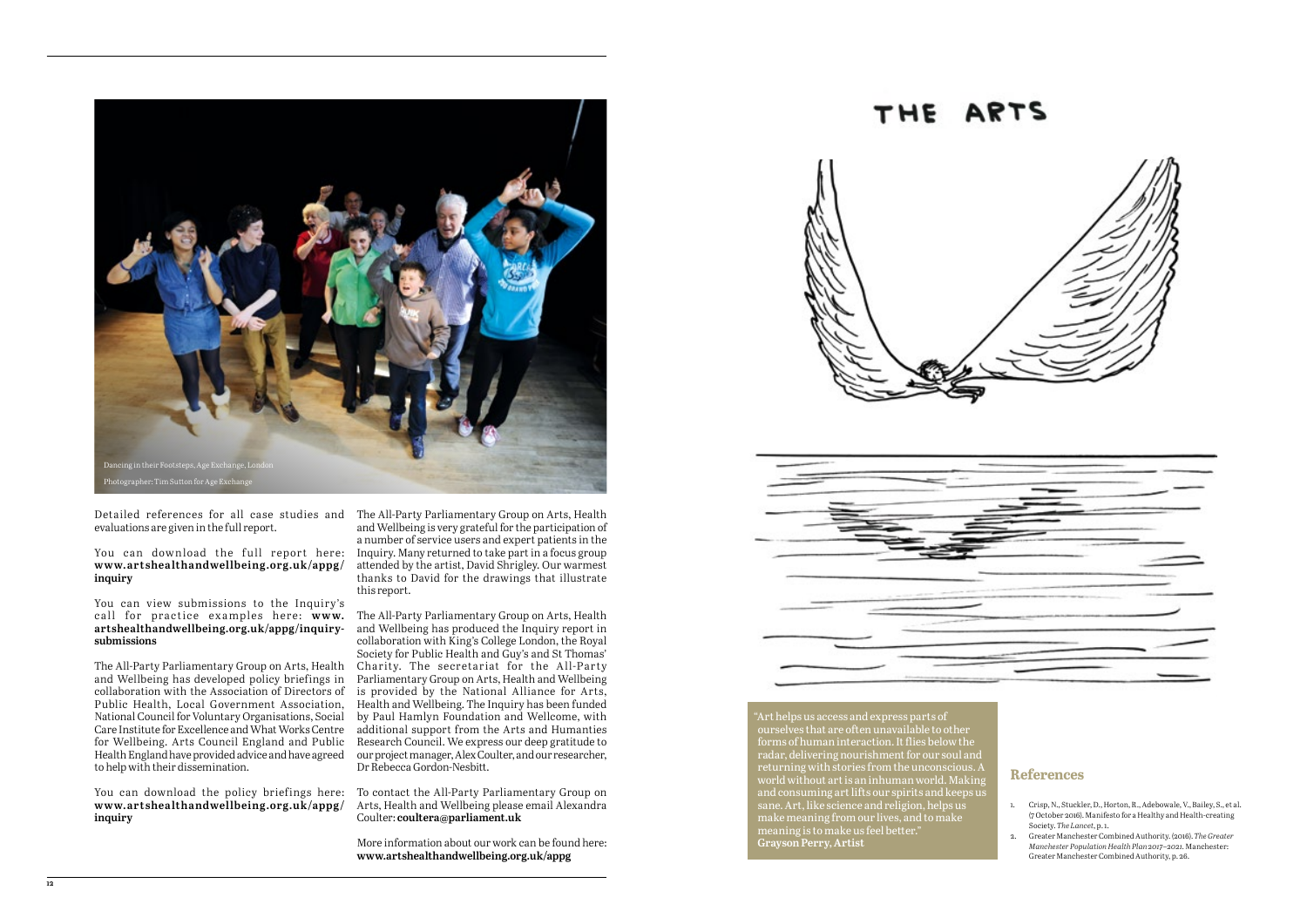Dancing in their Footsteps, Age Exchange, London

Photographer: Tim Sutton for Age Exchange

Detailed references for all case studies and evaluations are given in the full report.

You can download the full report here: **www.artshealthandwellbeing.org.uk/appg/inquiry**

You can view submissions to the Inquiry's call for practice examples here: **www.artshealthandwellbeing.org.uk/appg/inquiry-submissions**

The All-Party Parliamentary Group on Arts, Health and Wellbeing has developed policy briefings in collaboration with the Association of Directors of Public Health, Local Government Association, National Council for Voluntary Organisations, Social Care Institute for Excellence and What Works Centre for Wellbeing. Arts Council England and Public Health England have provided advice and have agreed to help with their dissemination.

You can download the policy briefings here: **www.artshealthandwellbeing.org.uk/appg/inquiry**

The All-Party Parliamentary Group on Arts, Health and Wellbeing is very grateful for the participation of a number of service users and expert patients in the Inquiry. Many returned to take part in a focus group attended by the artist, David Shrigley. Our warmest thanks to David for the drawings that illustrate this report.

The All-Party Parliamentary Group on Arts, Health and Wellbeing has produced the Inquiry report in collaboration with King's College London, the Royal Society for Public Health and Guy's and St Thomas' Charity. The secretariat for the All-Party Parliamentary Group on Arts, Health and Wellbeing is provided by the National Alliance for Arts, Health and Wellbeing. The Inquiry has been funded by Paul Hamlyn Foundation and Wellcome, with additional support from the Arts and Humanties Research Council. We express our deep gratitude to our project manager, Alex Coulter, and our researcher, Dr Rebecca Gordon-Nesbitt.

To contact the All-Party Parliamentary Group on Arts, Health and Wellbeing please email Alexandra Coulter: **coultera@parliament.uk**

More information about our work can be found here: **www.artshealthandwellbeing.org.uk/appg**

THE ARTS

"Art helps us access and express parts of ourselves that are often unavailable to other forms of human interaction. It flies below the radar, delivering nourishment for our soul and returning with stories from the unconscious. A world without art is an inhuman world. Making and consuming art lifts our spirits and keeps us sane. Art, like science and religion, helps us make meaning from our lives, and to make meaning is to make us feel better."
**Grayson Perry, Artist**

## References

1. Crisp, N., Stuckler, D., Horton, R., Adebowale, V., Bailey, S., et al. (7 October 2016). Manifesto for a Healthy and Health-creating Society. *The Lancet*, p. 1.
2. Greater Manchester Combined Authority. (2016). *The Greater Manchester Population Health Plan 2017–2021*. Manchester: Greater Manchester Combined Authority, p. 26.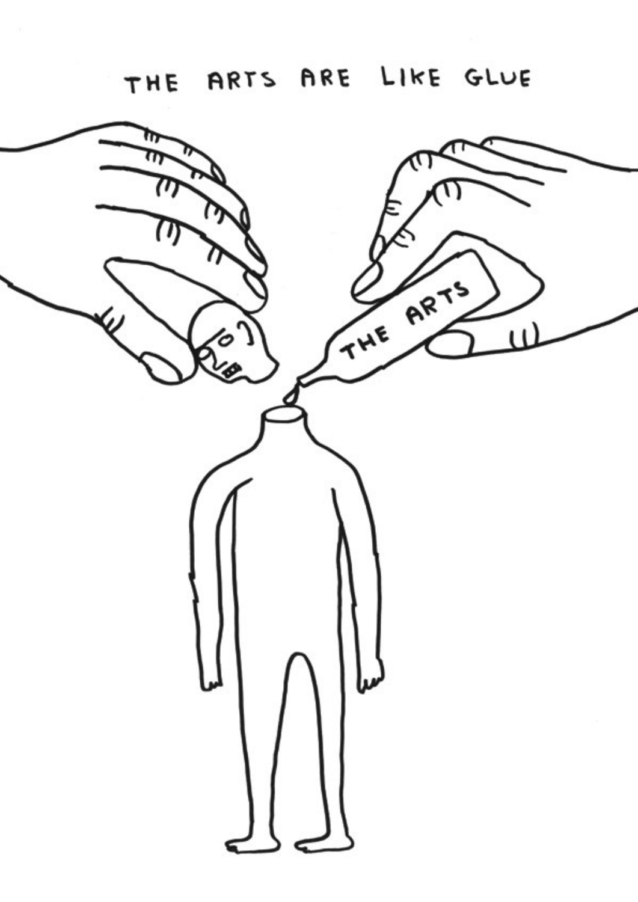THE ARTS ARE LIKE GLUE

THE ARTS